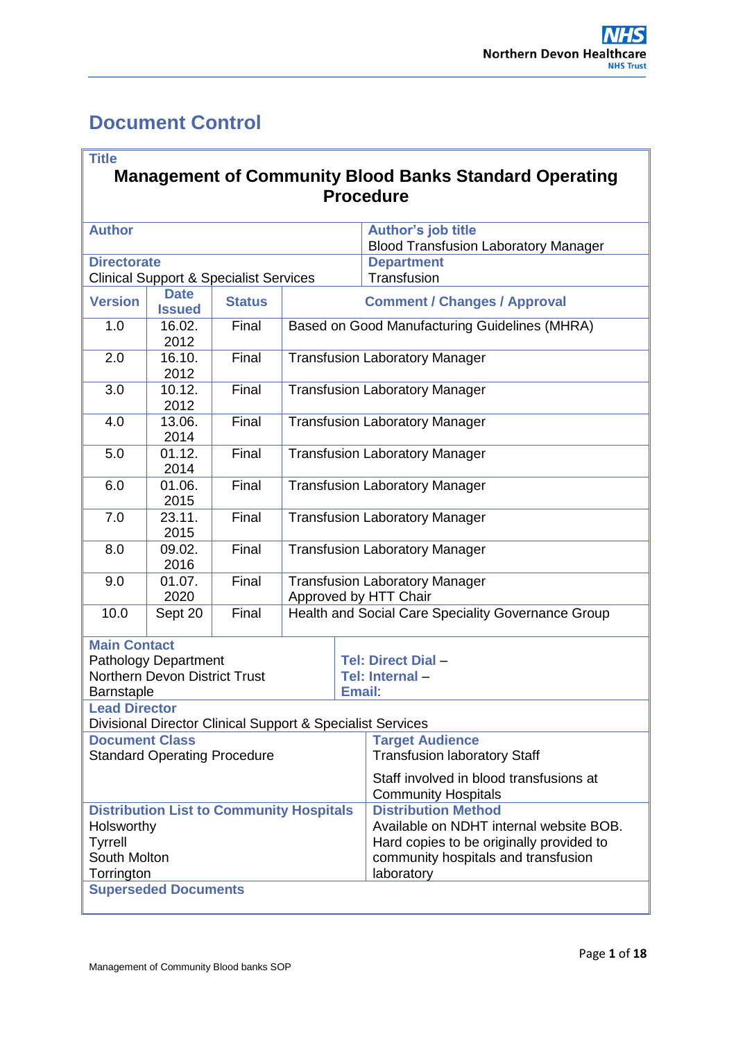# Document Control

| **Title** | | | |
|---|---|---|---|
| **Management of Community Blood Banks Standard Operating Procedure** | | | |
| **Author** | | | **Author's job title**<br>Blood Transfusion Laboratory Manager |
| **Directorate**<br>Clinical Support & Specialist Services | | | **Department**<br>Transfusion |
| **Version** | **Date Issued** | **Status** | **Comment / Changes / Approval** |
| 1.0 | 16.02. 2012 | Final | Based on Good Manufacturing Guidelines (MHRA) |
| 2.0 | 16.10. 2012 | Final | Transfusion Laboratory Manager |
| 3.0 | 10.12. 2012 | Final | Transfusion Laboratory Manager |
| 4.0 | 13.06. 2014 | Final | Transfusion Laboratory Manager |
| 5.0 | 01.12. 2014 | Final | Transfusion Laboratory Manager |
| 6.0 | 01.06. 2015 | Final | Transfusion Laboratory Manager |
| 7.0 | 23.11. 2015 | Final | Transfusion Laboratory Manager |
| 8.0 | 09.02. 2016 | Final | Transfusion Laboratory Manager |
| 9.0 | 01.07. 2020 | Final | Transfusion Laboratory Manager<br>Approved by HTT Chair |
| 10.0 | Sept 20 | Final | Health and Social Care Speciality Governance Group |

| **Main Contact** | |
|---|---|
| Pathology Department<br>Northern Devon District Trust<br>Barnstaple | **Tel: Direct Dial** –<br>**Tel: Internal** –<br>**Email**: |
| **Lead Director**<br>Divisional Director Clinical Support & Specialist Services | |
| **Document Class**<br>Standard Operating Procedure | **Target Audience**<br>Transfusion laboratory Staff<br><br>Staff involved in blood transfusions at Community Hospitals |
| **Distribution List to Community Hospitals**<br>Holsworthy<br>Tyrrell<br>South Molton<br>Torrington | **Distribution Method**<br>Available on NDHT internal website BOB.<br>Hard copies to be originally provided to community hospitals and transfusion laboratory |
| **Superseded Documents** | |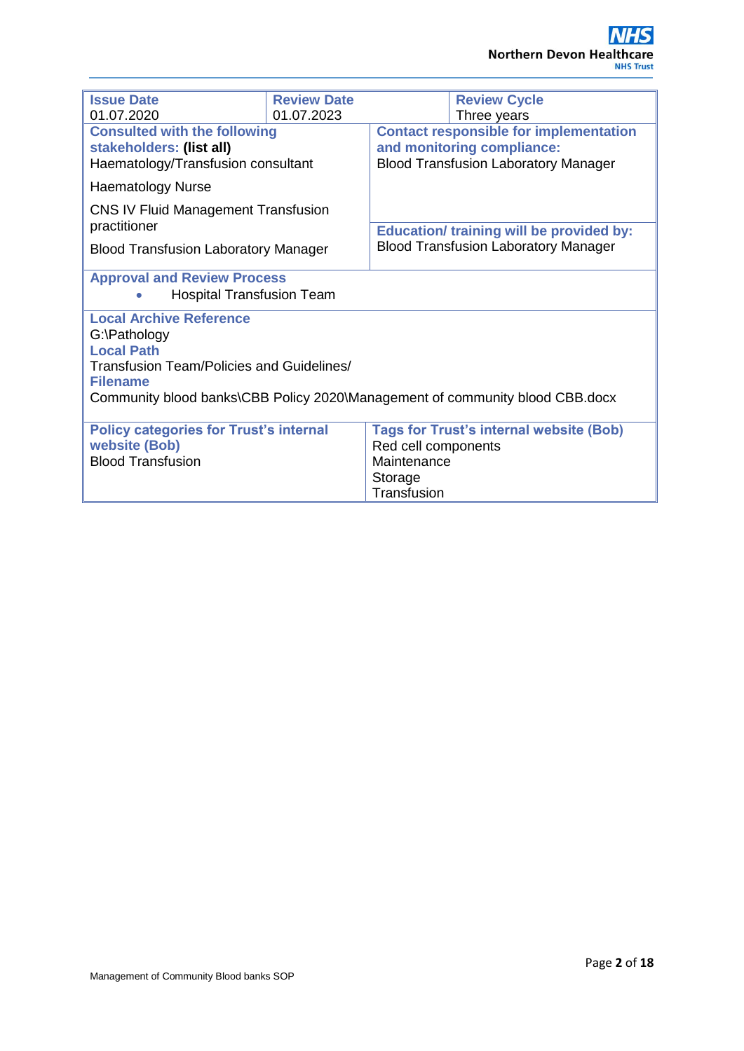| **Issue Date** | **Review Date** | **Review Cycle** |
|---|---|---|
| 01.07.2020 | 01.07.2023 | Three years |

| **Consulted with the following stakeholders: (list all)** | **Contact responsible for implementation and monitoring compliance:** |
|---|---|
| Haematology/Transfusion consultant<br><br>Haematology Nurse<br><br>CNS IV Fluid Management Transfusion practitioner<br><br>Blood Transfusion Laboratory Manager | Blood Transfusion Laboratory Manager<br><br>**Education/ training will be provided by:**<br>Blood Transfusion Laboratory Manager |

**Approval and Review Process**

- Hospital Transfusion Team

**Local Archive Reference**
G:\Pathology
**Local Path**
Transfusion Team/Policies and Guidelines/
**Filename**
Community blood banks\CBB Policy 2020\Management of community blood CBB.docx

| **Policy categories for Trust's internal website (Bob)** | **Tags for Trust's internal website (Bob)** |
|---|---|
| Blood Transfusion | Red cell components<br>Maintenance<br>Storage<br>Transfusion |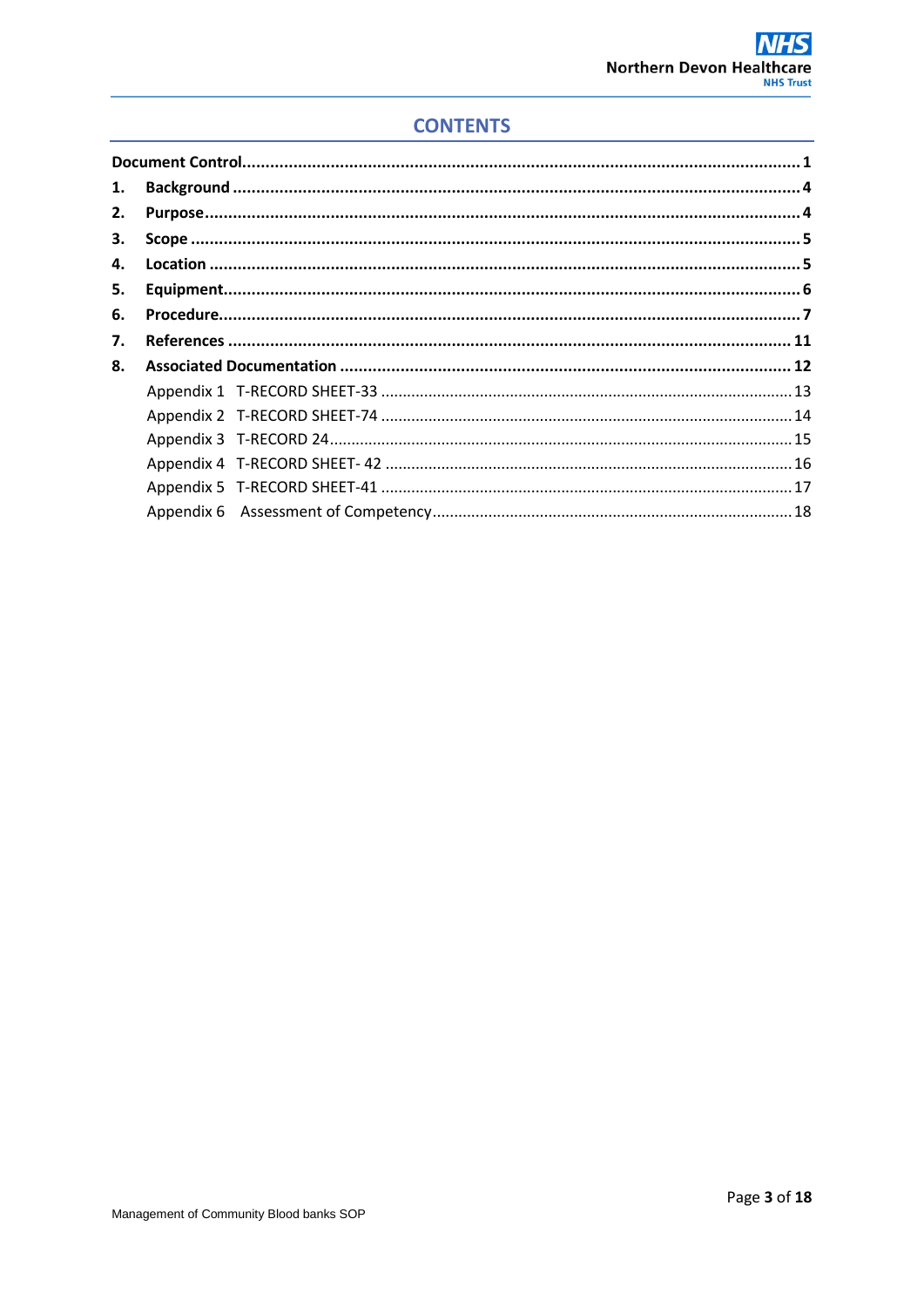# CONTENTS

**Document Control** ........................................................................ **1**

1. **Background** ........................................................................ **4**
2. **Purpose** ........................................................................ **4**
3. **Scope** ........................................................................ **5**
4. **Location** ........................................................................ **5**
5. **Equipment** ........................................................................ **6**
6. **Procedure** ........................................................................ **7**
7. **References** ........................................................................ **11**
8. **Associated Documentation** ........................................................................ **12**

   Appendix 1 T-RECORD SHEET-33 ........................................................................ 13

   Appendix 2 T-RECORD SHEET-74 ........................................................................ 14

   Appendix 3 T-RECORD 24 ........................................................................ 15

   Appendix 4 T-RECORD SHEET- 42 ........................................................................ 16

   Appendix 5 T-RECORD SHEET-41 ........................................................................ 17

   Appendix 6 Assessment of Competency ........................................................................ 18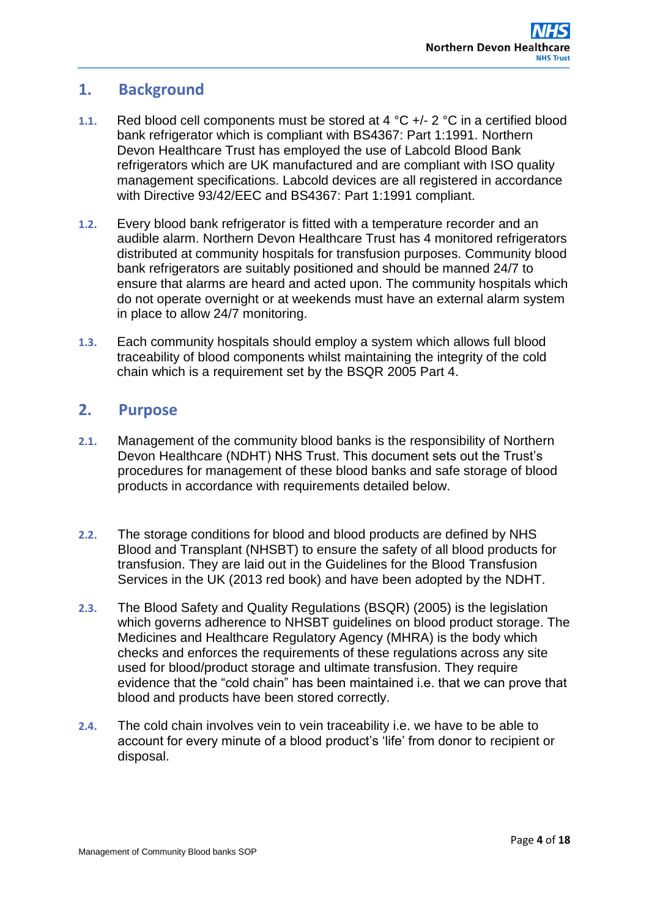## 1. Background

**1.1.** Red blood cell components must be stored at 4 °C +/- 2 °C in a certified blood bank refrigerator which is compliant with BS4367: Part 1:1991. Northern Devon Healthcare Trust has employed the use of Labcold Blood Bank refrigerators which are UK manufactured and are compliant with ISO quality management specifications. Labcold devices are all registered in accordance with Directive 93/42/EEC and BS4367: Part 1:1991 compliant.

**1.2.** Every blood bank refrigerator is fitted with a temperature recorder and an audible alarm. Northern Devon Healthcare Trust has 4 monitored refrigerators distributed at community hospitals for transfusion purposes. Community blood bank refrigerators are suitably positioned and should be manned 24/7 to ensure that alarms are heard and acted upon. The community hospitals which do not operate overnight or at weekends must have an external alarm system in place to allow 24/7 monitoring.

**1.3.** Each community hospitals should employ a system which allows full blood traceability of blood components whilst maintaining the integrity of the cold chain which is a requirement set by the BSQR 2005 Part 4.

## 2. Purpose

**2.1.** Management of the community blood banks is the responsibility of Northern Devon Healthcare (NDHT) NHS Trust. This document sets out the Trust's procedures for management of these blood banks and safe storage of blood products in accordance with requirements detailed below.

**2.2.** The storage conditions for blood and blood products are defined by NHS Blood and Transplant (NHSBT) to ensure the safety of all blood products for transfusion. They are laid out in the Guidelines for the Blood Transfusion Services in the UK (2013 red book) and have been adopted by the NDHT.

**2.3.** The Blood Safety and Quality Regulations (BSQR) (2005) is the legislation which governs adherence to NHSBT guidelines on blood product storage. The Medicines and Healthcare Regulatory Agency (MHRA) is the body which checks and enforces the requirements of these regulations across any site used for blood/product storage and ultimate transfusion. They require evidence that the "cold chain" has been maintained i.e. that we can prove that blood and products have been stored correctly.

**2.4.** The cold chain involves vein to vein traceability i.e. we have to be able to account for every minute of a blood product's 'life' from donor to recipient or disposal.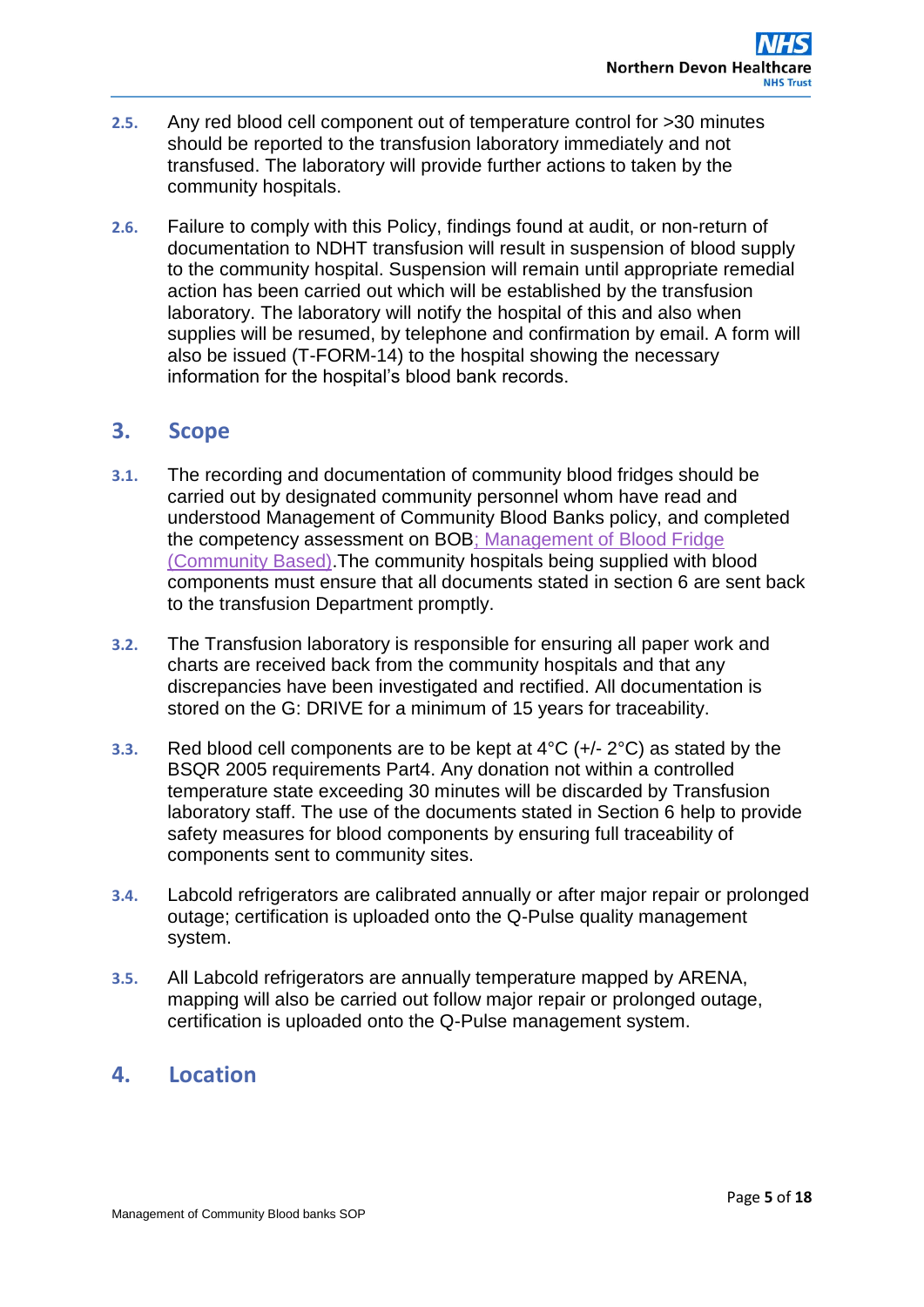2.5. Any red blood cell component out of temperature control for >30 minutes should be reported to the transfusion laboratory immediately and not transfused. The laboratory will provide further actions to taken by the community hospitals.

2.6. Failure to comply with this Policy, findings found at audit, or non-return of documentation to NDHT transfusion will result in suspension of blood supply to the community hospital. Suspension will remain until appropriate remedial action has been carried out which will be established by the transfusion laboratory. The laboratory will notify the hospital of this and also when supplies will be resumed, by telephone and confirmation by email. A form will also be issued (T-FORM-14) to the hospital showing the necessary information for the hospital's blood bank records.

## 3. Scope

3.1. The recording and documentation of community blood fridges should be carried out by designated community personnel whom have read and understood Management of Community Blood Banks policy, and completed the competency assessment on BOB; Management of Blood Fridge (Community Based).The community hospitals being supplied with blood components must ensure that all documents stated in section 6 are sent back to the transfusion Department promptly.

3.2. The Transfusion laboratory is responsible for ensuring all paper work and charts are received back from the community hospitals and that any discrepancies have been investigated and rectified. All documentation is stored on the G: DRIVE for a minimum of 15 years for traceability.

3.3. Red blood cell components are to be kept at 4°C (+/- 2°C) as stated by the BSQR 2005 requirements Part4. Any donation not within a controlled temperature state exceeding 30 minutes will be discarded by Transfusion laboratory staff. The use of the documents stated in Section 6 help to provide safety measures for blood components by ensuring full traceability of components sent to community sites.

3.4. Labcold refrigerators are calibrated annually or after major repair or prolonged outage; certification is uploaded onto the Q-Pulse quality management system.

3.5. All Labcold refrigerators are annually temperature mapped by ARENA, mapping will also be carried out follow major repair or prolonged outage, certification is uploaded onto the Q-Pulse management system.

## 4. Location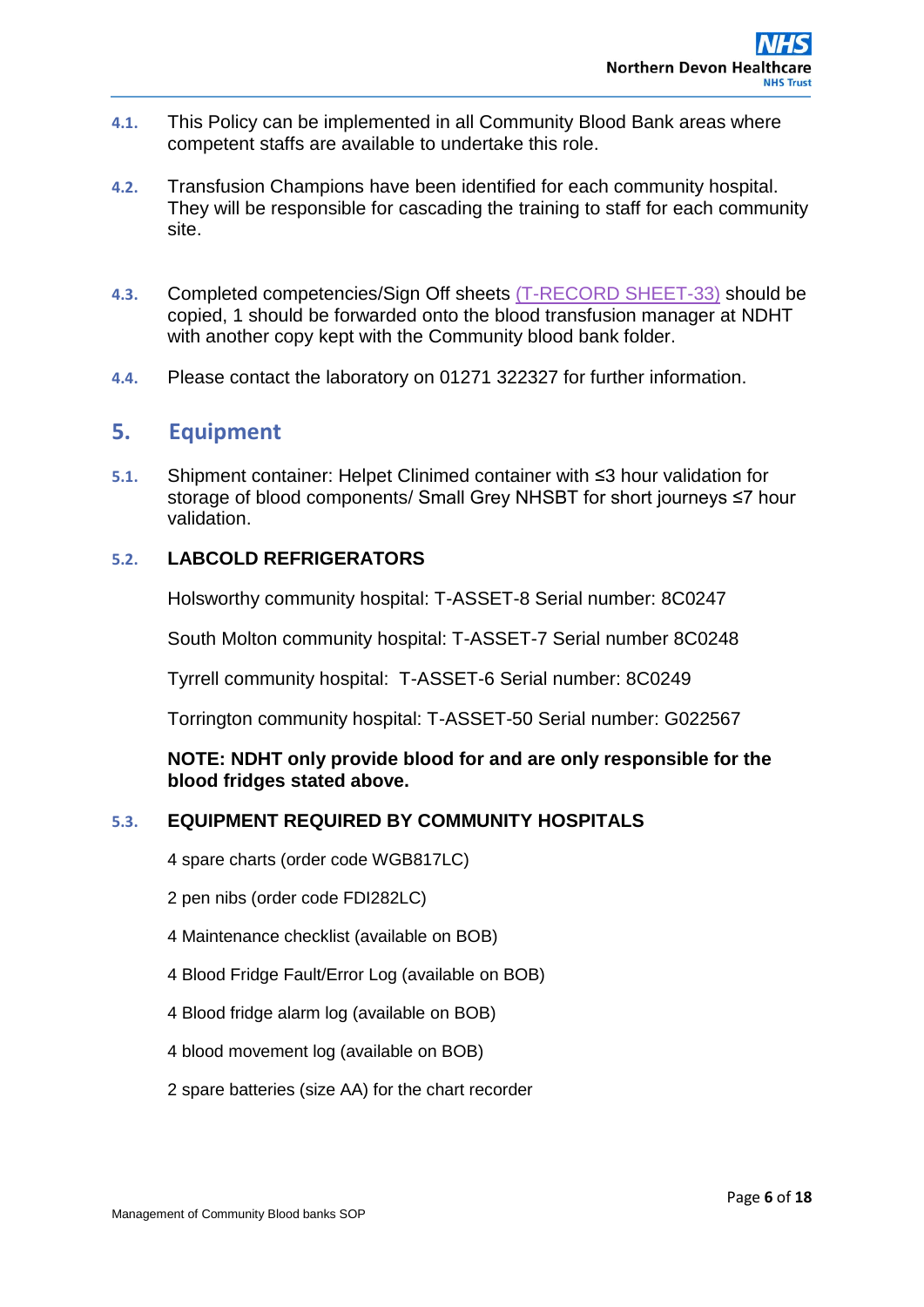4.1. This Policy can be implemented in all Community Blood Bank areas where competent staffs are available to undertake this role.

4.2. Transfusion Champions have been identified for each community hospital. They will be responsible for cascading the training to staff for each community site.

4.3. Completed competencies/Sign Off sheets (T-RECORD SHEET-33) should be copied, 1 should be forwarded onto the blood transfusion manager at NDHT with another copy kept with the Community blood bank folder.

4.4. Please contact the laboratory on 01271 322327 for further information.

## 5. Equipment

5.1. Shipment container: Helpet Clinimed container with ≤3 hour validation for storage of blood components/ Small Grey NHSBT for short journeys ≤7 hour validation.

5.2. **LABCOLD REFRIGERATORS**

Holsworthy community hospital: T-ASSET-8 Serial number: 8C0247

South Molton community hospital: T-ASSET-7 Serial number 8C0248

Tyrrell community hospital: T-ASSET-6 Serial number: 8C0249

Torrington community hospital: T-ASSET-50 Serial number: G022567

**NOTE: NDHT only provide blood for and are only responsible for the blood fridges stated above.**

5.3. **EQUIPMENT REQUIRED BY COMMUNITY HOSPITALS**

4 spare charts (order code WGB817LC)

2 pen nibs (order code FDI282LC)

4 Maintenance checklist (available on BOB)

4 Blood Fridge Fault/Error Log (available on BOB)

4 Blood fridge alarm log (available on BOB)

4 blood movement log (available on BOB)

2 spare batteries (size AA) for the chart recorder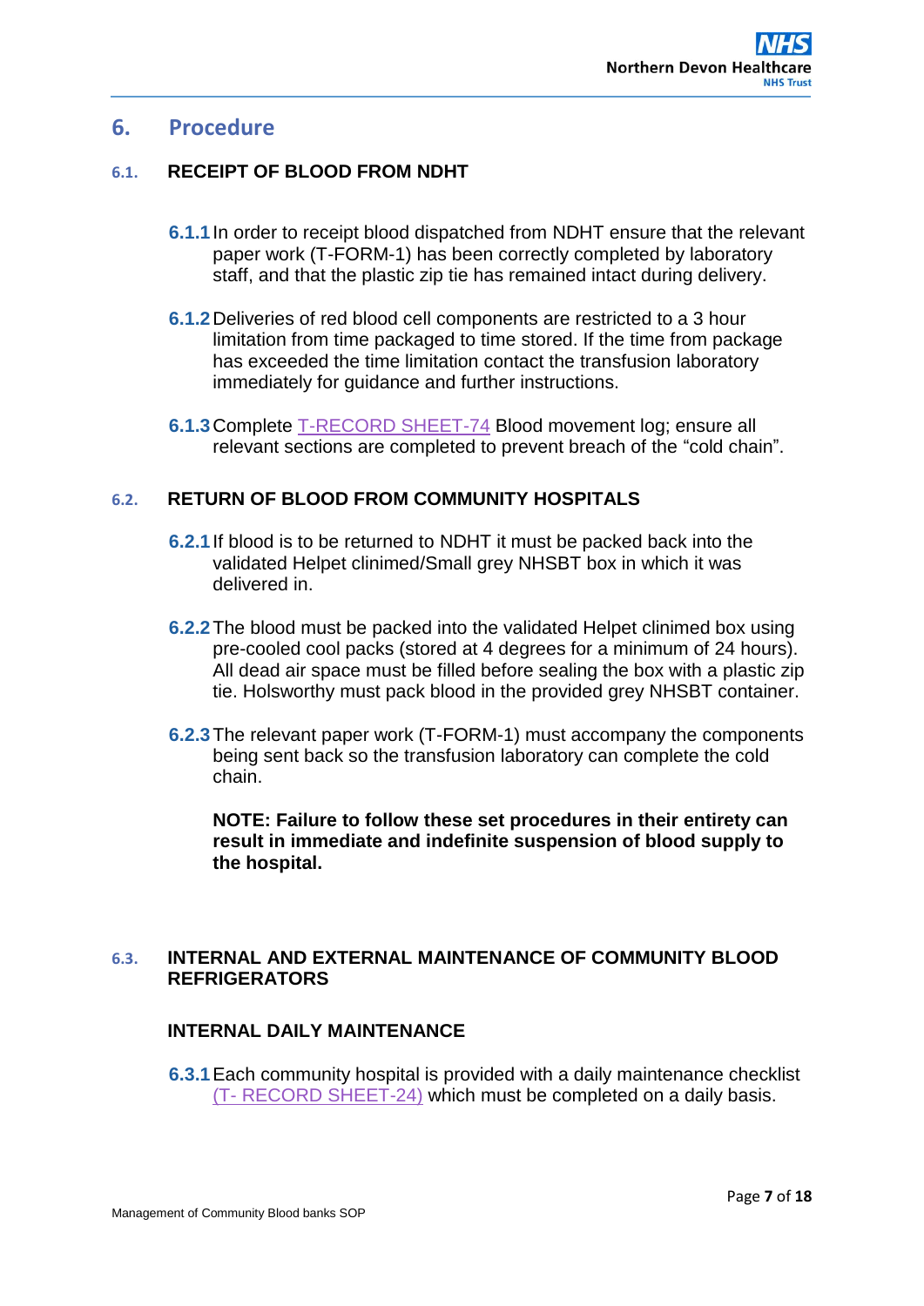## 6. Procedure

### 6.1. RECEIPT OF BLOOD FROM NDHT

**6.1.1** In order to receipt blood dispatched from NDHT ensure that the relevant paper work (T-FORM-1) has been correctly completed by laboratory staff, and that the plastic zip tie has remained intact during delivery.

**6.1.2** Deliveries of red blood cell components are restricted to a 3 hour limitation from time packaged to time stored. If the time from package has exceeded the time limitation contact the transfusion laboratory immediately for guidance and further instructions.

**6.1.3** Complete T-RECORD SHEET-74 Blood movement log; ensure all relevant sections are completed to prevent breach of the "cold chain".

### 6.2. RETURN OF BLOOD FROM COMMUNITY HOSPITALS

**6.2.1** If blood is to be returned to NDHT it must be packed back into the validated Helpet clinimed/Small grey NHSBT box in which it was delivered in.

**6.2.2** The blood must be packed into the validated Helpet clinimed box using pre-cooled cool packs (stored at 4 degrees for a minimum of 24 hours). All dead air space must be filled before sealing the box with a plastic zip tie. Holsworthy must pack blood in the provided grey NHSBT container.

**6.2.3** The relevant paper work (T-FORM-1) must accompany the components being sent back so the transfusion laboratory can complete the cold chain.

**NOTE: Failure to follow these set procedures in their entirety can result in immediate and indefinite suspension of blood supply to the hospital.**

### 6.3. INTERNAL AND EXTERNAL MAINTENANCE OF COMMUNITY BLOOD REFRIGERATORS

**INTERNAL DAILY MAINTENANCE**

**6.3.1** Each community hospital is provided with a daily maintenance checklist (T- RECORD SHEET-24) which must be completed on a daily basis.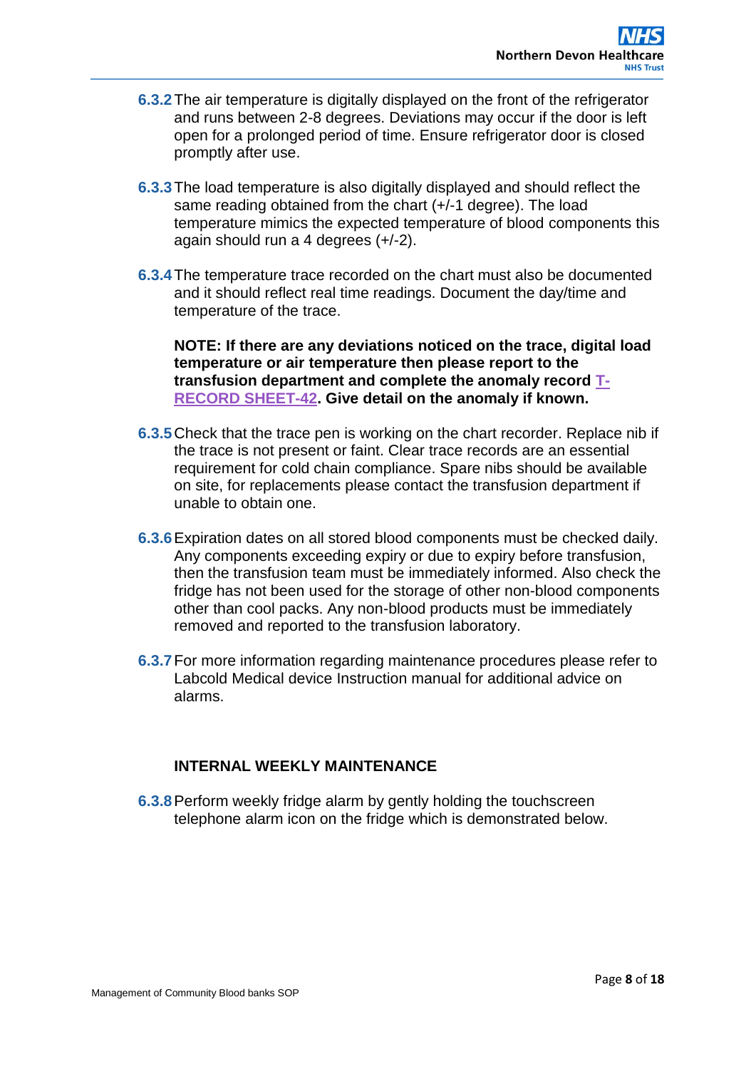**6.3.2** The air temperature is digitally displayed on the front of the refrigerator and runs between 2-8 degrees. Deviations may occur if the door is left open for a prolonged period of time. Ensure refrigerator door is closed promptly after use.

**6.3.3** The load temperature is also digitally displayed and should reflect the same reading obtained from the chart (+/-1 degree). The load temperature mimics the expected temperature of blood components this again should run a 4 degrees (+/-2).

**6.3.4** The temperature trace recorded on the chart must also be documented and it should reflect real time readings. Document the day/time and temperature of the trace.

**NOTE: If there are any deviations noticed on the trace, digital load temperature or air temperature then please report to the transfusion department and complete the anomaly record T-RECORD SHEET-42. Give detail on the anomaly if known.**

**6.3.5** Check that the trace pen is working on the chart recorder. Replace nib if the trace is not present or faint. Clear trace records are an essential requirement for cold chain compliance. Spare nibs should be available on site, for replacements please contact the transfusion department if unable to obtain one.

**6.3.6** Expiration dates on all stored blood components must be checked daily. Any components exceeding expiry or due to expiry before transfusion, then the transfusion team must be immediately informed. Also check the fridge has not been used for the storage of other non-blood components other than cool packs. Any non-blood products must be immediately removed and reported to the transfusion laboratory.

**6.3.7** For more information regarding maintenance procedures please refer to Labcold Medical device Instruction manual for additional advice on alarms.

**INTERNAL WEEKLY MAINTENANCE**

**6.3.8** Perform weekly fridge alarm by gently holding the touchscreen telephone alarm icon on the fridge which is demonstrated below.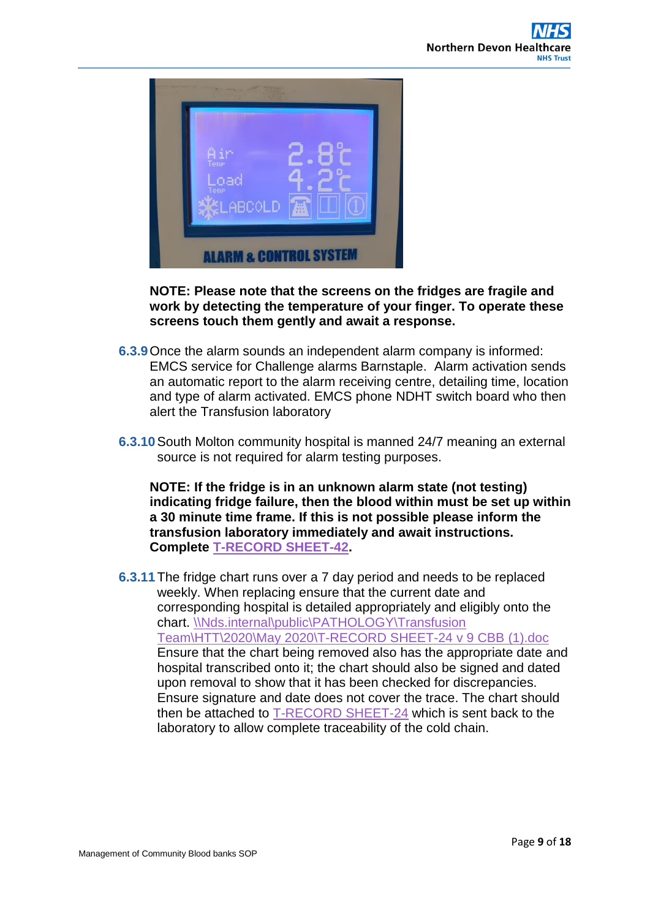**NOTE: Please note that the screens on the fridges are fragile and work by detecting the temperature of your finger. To operate these screens touch them gently and await a response.**

**6.3.9** Once the alarm sounds an independent alarm company is informed: EMCS service for Challenge alarms Barnstaple. Alarm activation sends an automatic report to the alarm receiving centre, detailing time, location and type of alarm activated. EMCS phone NDHT switch board who then alert the Transfusion laboratory

**6.3.10** South Molton community hospital is manned 24/7 meaning an external source is not required for alarm testing purposes.

**NOTE: If the fridge is in an unknown alarm state (not testing) indicating fridge failure, then the blood within must be set up within a 30 minute time frame. If this is not possible please inform the transfusion laboratory immediately and await instructions. Complete T-RECORD SHEET-42.**

**6.3.11** The fridge chart runs over a 7 day period and needs to be replaced weekly. When replacing ensure that the current date and corresponding hospital is detailed appropriately and eligibly onto the chart. \\Nds.internal\public\PATHOLOGY\Transfusion Team\HTT\2020\May 2020\T-RECORD SHEET-24 v 9 CBB (1).doc Ensure that the chart being removed also has the appropriate date and hospital transcribed onto it; the chart should also be signed and dated upon removal to show that it has been checked for discrepancies. Ensure signature and date does not cover the trace. The chart should then be attached to T-RECORD SHEET-24 which is sent back to the laboratory to allow complete traceability of the cold chain.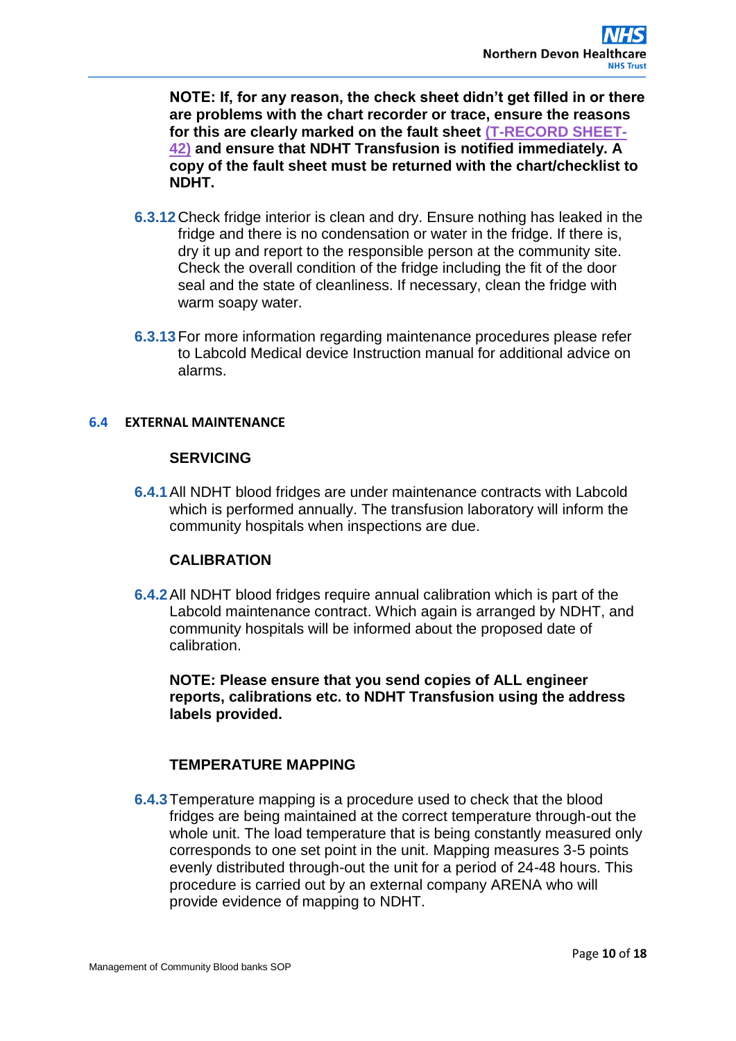**NOTE: If, for any reason, the check sheet didn't get filled in or there are problems with the chart recorder or trace, ensure the reasons for this are clearly marked on the fault sheet (T-RECORD SHEET-42) and ensure that NDHT Transfusion is notified immediately. A copy of the fault sheet must be returned with the chart/checklist to NDHT.**

**6.3.12** Check fridge interior is clean and dry. Ensure nothing has leaked in the fridge and there is no condensation or water in the fridge. If there is, dry it up and report to the responsible person at the community site. Check the overall condition of the fridge including the fit of the door seal and the state of cleanliness. If necessary, clean the fridge with warm soapy water.

**6.3.13** For more information regarding maintenance procedures please refer to Labcold Medical device Instruction manual for additional advice on alarms.

## 6.4 EXTERNAL MAINTENANCE

### SERVICING

**6.4.1** All NDHT blood fridges are under maintenance contracts with Labcold which is performed annually. The transfusion laboratory will inform the community hospitals when inspections are due.

### CALIBRATION

**6.4.2** All NDHT blood fridges require annual calibration which is part of the Labcold maintenance contract. Which again is arranged by NDHT, and community hospitals will be informed about the proposed date of calibration.

**NOTE: Please ensure that you send copies of ALL engineer reports, calibrations etc. to NDHT Transfusion using the address labels provided.**

### TEMPERATURE MAPPING

**6.4.3** Temperature mapping is a procedure used to check that the blood fridges are being maintained at the correct temperature through-out the whole unit. The load temperature that is being constantly measured only corresponds to one set point in the unit. Mapping measures 3-5 points evenly distributed through-out the unit for a period of 24-48 hours. This procedure is carried out by an external company ARENA who will provide evidence of mapping to NDHT.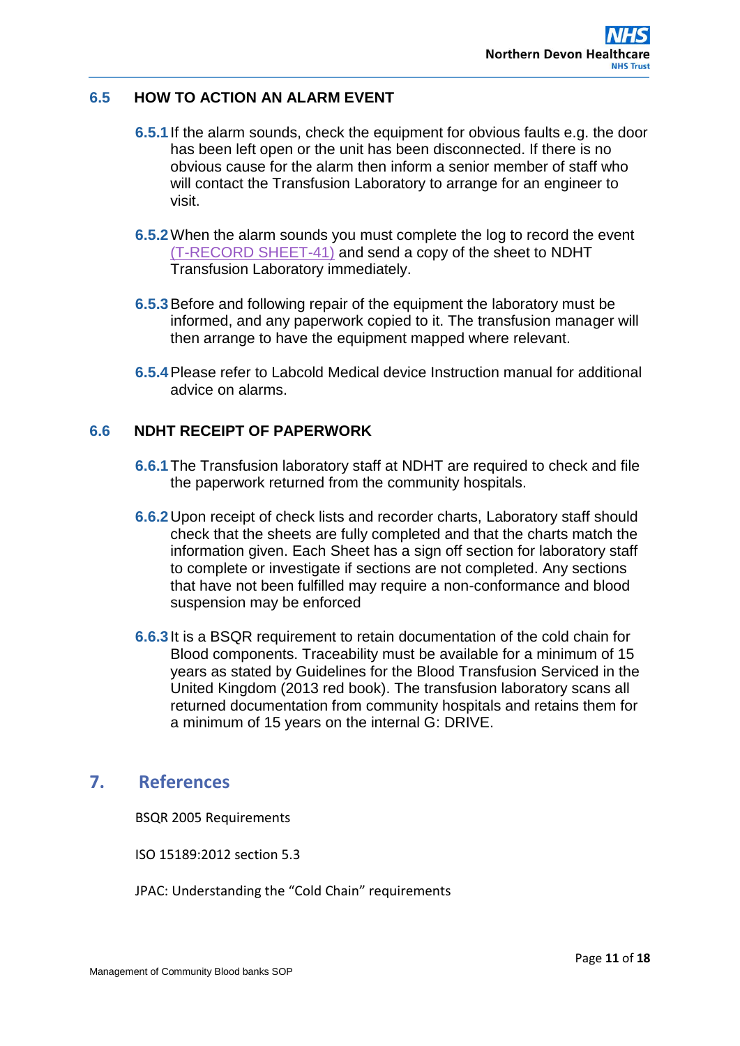### 6.5 HOW TO ACTION AN ALARM EVENT

**6.5.1** If the alarm sounds, check the equipment for obvious faults e.g. the door has been left open or the unit has been disconnected. If there is no obvious cause for the alarm then inform a senior member of staff who will contact the Transfusion Laboratory to arrange for an engineer to visit.

**6.5.2** When the alarm sounds you must complete the log to record the event (T-RECORD SHEET-41) and send a copy of the sheet to NDHT Transfusion Laboratory immediately.

**6.5.3** Before and following repair of the equipment the laboratory must be informed, and any paperwork copied to it. The transfusion manager will then arrange to have the equipment mapped where relevant.

**6.5.4** Please refer to Labcold Medical device Instruction manual for additional advice on alarms.

### 6.6 NDHT RECEIPT OF PAPERWORK

**6.6.1** The Transfusion laboratory staff at NDHT are required to check and file the paperwork returned from the community hospitals.

**6.6.2** Upon receipt of check lists and recorder charts, Laboratory staff should check that the sheets are fully completed and that the charts match the information given. Each Sheet has a sign off section for laboratory staff to complete or investigate if sections are not completed. Any sections that have not been fulfilled may require a non-conformance and blood suspension may be enforced

**6.6.3** It is a BSQR requirement to retain documentation of the cold chain for Blood components. Traceability must be available for a minimum of 15 years as stated by Guidelines for the Blood Transfusion Serviced in the United Kingdom (2013 red book). The transfusion laboratory scans all returned documentation from community hospitals and retains them for a minimum of 15 years on the internal G: DRIVE.

## 7. References

BSQR 2005 Requirements

ISO 15189:2012 section 5.3

JPAC: Understanding the "Cold Chain" requirements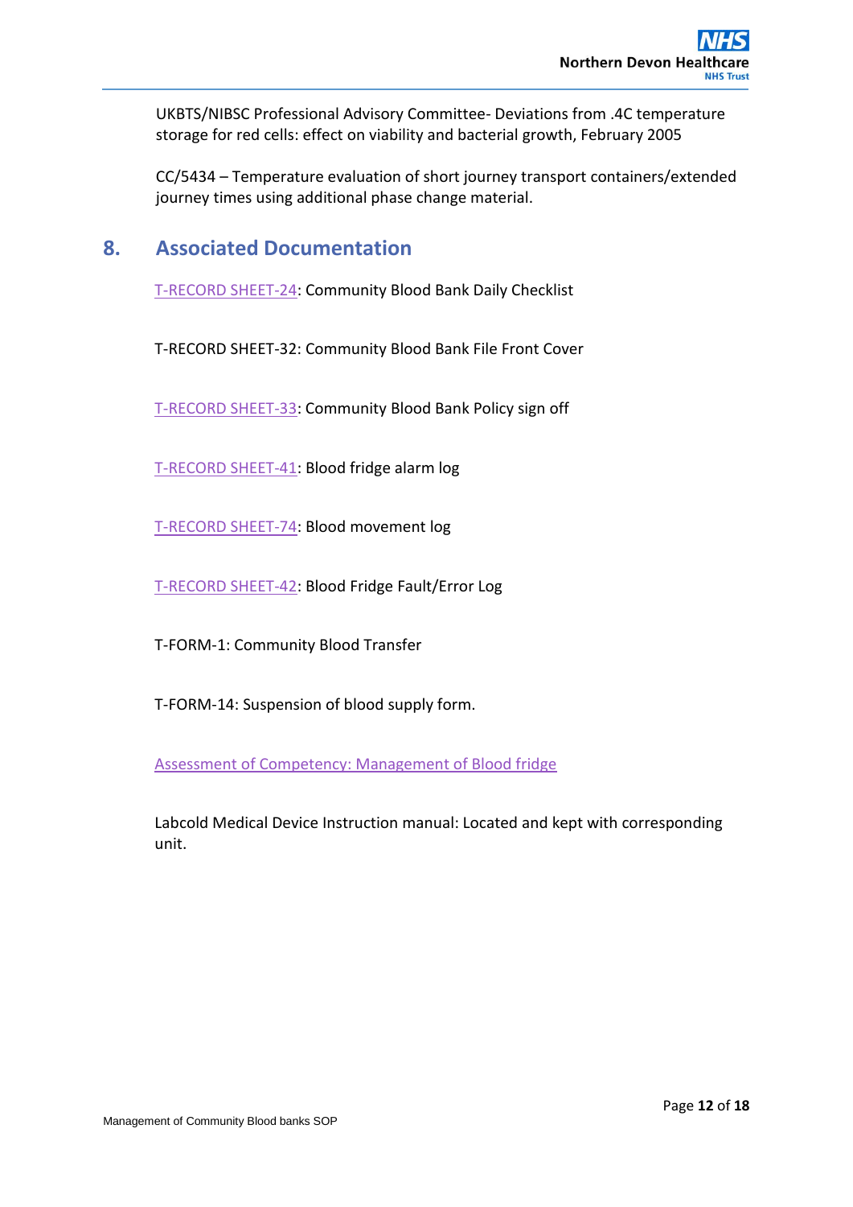UKBTS/NIBSC Professional Advisory Committee- Deviations from .4C temperature storage for red cells: effect on viability and bacterial growth, February 2005

CC/5434 – Temperature evaluation of short journey transport containers/extended journey times using additional phase change material.

## 8. Associated Documentation

T-RECORD SHEET-24: Community Blood Bank Daily Checklist

T-RECORD SHEET-32: Community Blood Bank File Front Cover

T-RECORD SHEET-33: Community Blood Bank Policy sign off

T-RECORD SHEET-41: Blood fridge alarm log

T-RECORD SHEET-74: Blood movement log

T-RECORD SHEET-42: Blood Fridge Fault/Error Log

T-FORM-1: Community Blood Transfer

T-FORM-14: Suspension of blood supply form.

Assessment of Competency: Management of Blood fridge

Labcold Medical Device Instruction manual: Located and kept with corresponding unit.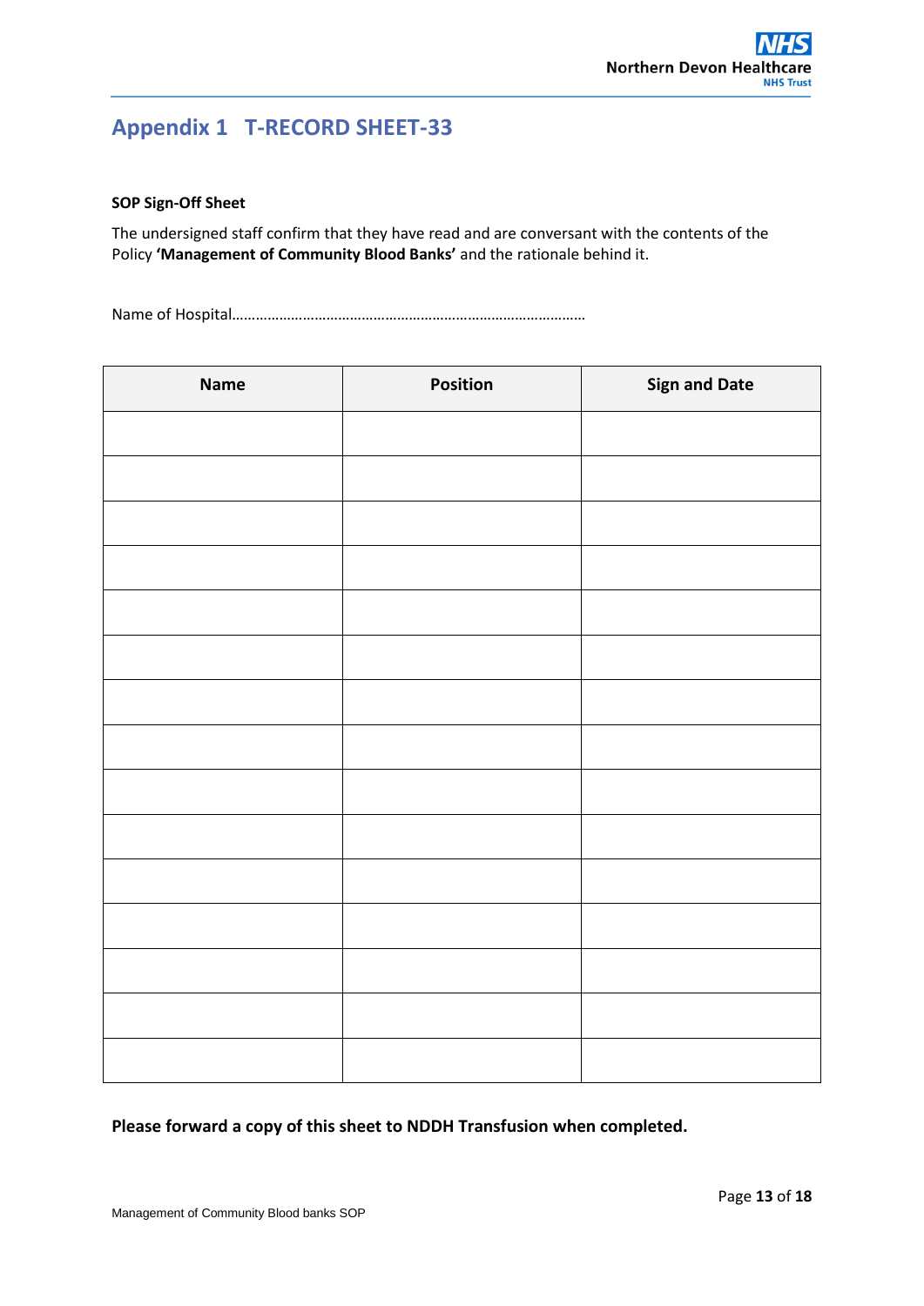## Appendix 1 T-RECORD SHEET-33

**SOP Sign-Off Sheet**

The undersigned staff confirm that they have read and are conversant with the contents of the Policy **'Management of Community Blood Banks'** and the rationale behind it.

Name of Hospital……………………………………………………………………………

| Name | Position | Sign and Date |
|---|---|---|
| | | |
| | | |
| | | |
| | | |
| | | |
| | | |
| | | |
| | | |
| | | |
| | | |
| | | |
| | | |
| | | |
| | | |
| | | |

**Please forward a copy of this sheet to NDDH Transfusion when completed.**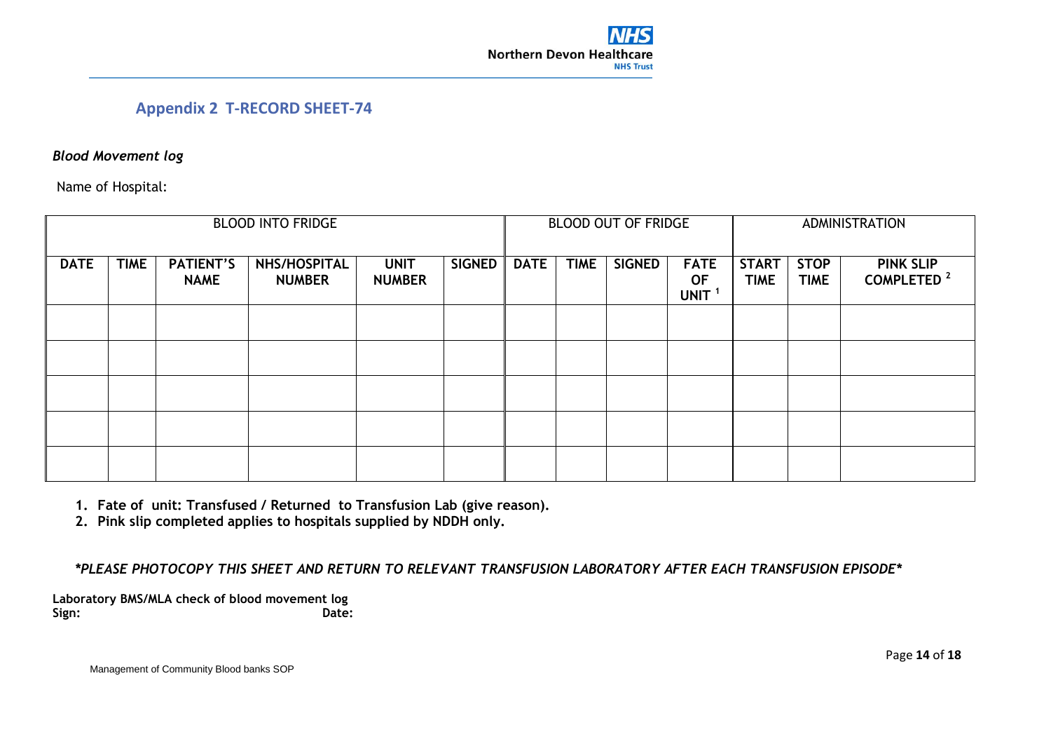## Appendix 2 T-RECORD SHEET-74

***Blood Movement log***

Name of Hospital:

| BLOOD INTO FRIDGE | | | | | | BLOOD OUT OF FRIDGE | | | | ADMINISTRATION | | |
|---|---|---|---|---|---|---|---|---|---|---|---|---|
| **DATE** | **TIME** | **PATIENT'S NAME** | **NHS/HOSPITAL NUMBER** | **UNIT NUMBER** | **SIGNED** | **DATE** | **TIME** | **SIGNED** | **FATE OF UNIT [1]** | **START TIME** | **STOP TIME** | **PINK SLIP COMPLETED [2]** |
| | | | | | | | | | | | | |
| | | | | | | | | | | | | |
| | | | | | | | | | | | | |
| | | | | | | | | | | | | |
| | | | | | | | | | | | | |

1. **Fate of unit: Transfused / Returned to Transfusion Lab (give reason).**
2. **Pink slip completed applies to hospitals supplied by NDDH only.**

***\*PLEASE PHOTOCOPY THIS SHEET AND RETURN TO RELEVANT TRANSFUSION LABORATORY AFTER EACH TRANSFUSION EPISODE\****

**Laboratory BMS/MLA check of blood movement log**
**Sign:** **Date:**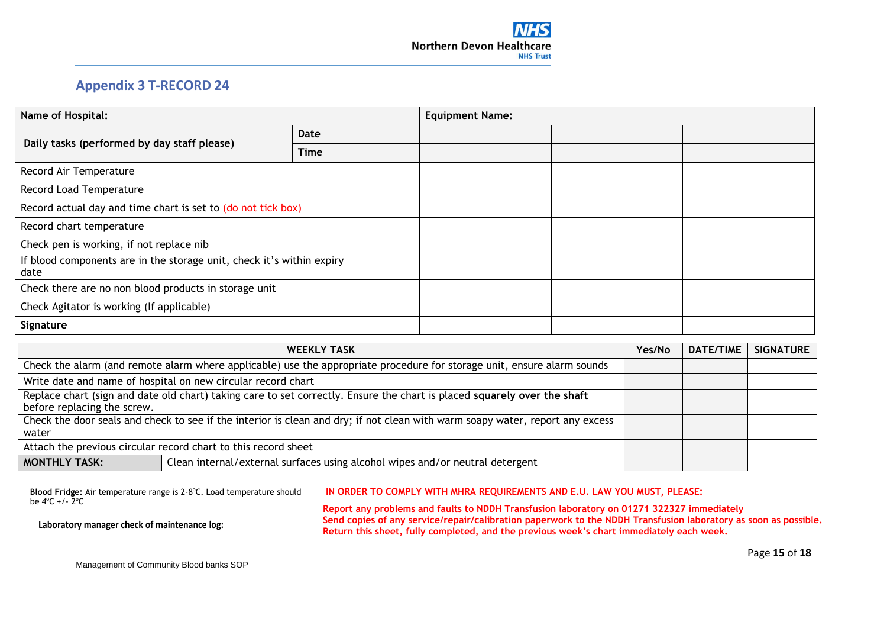## Appendix 3 T-RECORD 24

| Name of Hospital: | | | Equipment Name: | | | | | |
|---|---|---|---|---|---|---|---|---|
| Daily tasks (performed by day staff please) | Date | | | | | | | |
| | Time | | | | | | | |
| Record Air Temperature | | | | | | | | |
| Record Load Temperature | | | | | | | | |
| Record actual day and time chart is set to (do not tick box) | | | | | | | | |
| Record chart temperature | | | | | | | | |
| Check pen is working, if not replace nib | | | | | | | | |
| If blood components are in the storage unit, check it's within expiry date | | | | | | | | |
| Check there are no non blood products in storage unit | | | | | | | | |
| Check Agitator is working (If applicable) | | | | | | | | |
| **Signature** | | | | | | | | |

| WEEKLY TASK | | Yes/No | DATE/TIME | SIGNATURE |
|---|---|---|---|---|
| Check the alarm (and remote alarm where applicable) use the appropriate procedure for storage unit, ensure alarm sounds | | | | |
| Write date and name of hospital on new circular record chart | | | | |
| Replace chart (sign and date old chart) taking care to set correctly. Ensure the chart is placed **squarely over the shaft** before replacing the screw. | | | | |
| Check the door seals and check to see if the interior is clean and dry; if not clean with warm soapy water, report any excess water | | | | |
| Attach the previous circular record chart to this record sheet | | | | |
| **MONTHLY TASK:** | Clean internal/external surfaces using alcohol wipes and/or neutral detergent | | | |

**Blood Fridge:** Air temperature range is 2-8ºC. Load temperature should be 4ºC +/- 2ºC

**Laboratory manager check of maintenance log:**

**IN ORDER TO COMPLY WITH MHRA REQUIREMENTS AND E.U. LAW YOU MUST, PLEASE:**

**Report any problems and faults to NDDH Transfusion laboratory on 01271 322327 immediately**
**Send copies of any service/repair/calibration paperwork to the NDDH Transfusion laboratory as soon as possible.**
**Return this sheet, fully completed, and the previous week's chart immediately each week.**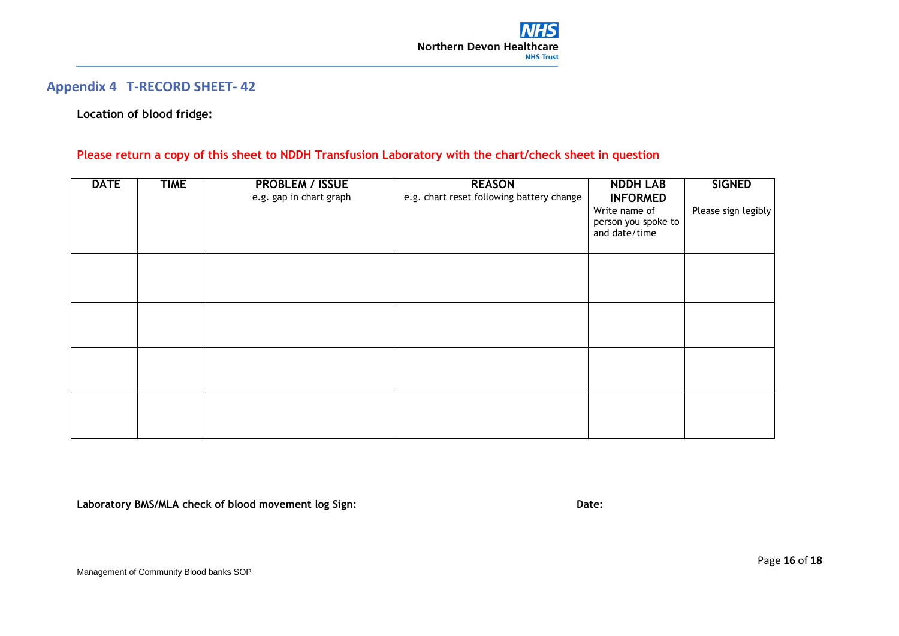## Appendix 4 T-RECORD SHEET- 42

**Location of blood fridge:**

**Please return a copy of this sheet to NDDH Transfusion Laboratory with the chart/check sheet in question**

| **DATE** | **TIME** | **PROBLEM / ISSUE** e.g. gap in chart graph | **REASON** e.g. chart reset following battery change | **NDDH LAB INFORMED** Write name of person you spoke to and date/time | **SIGNED** Please sign legibly |
|---|---|---|---|---|---|
| | | | | | |
| | | | | | |
| | | | | | |
| | | | | | |

**Laboratory BMS/MLA check of blood movement log Sign:** **Date:**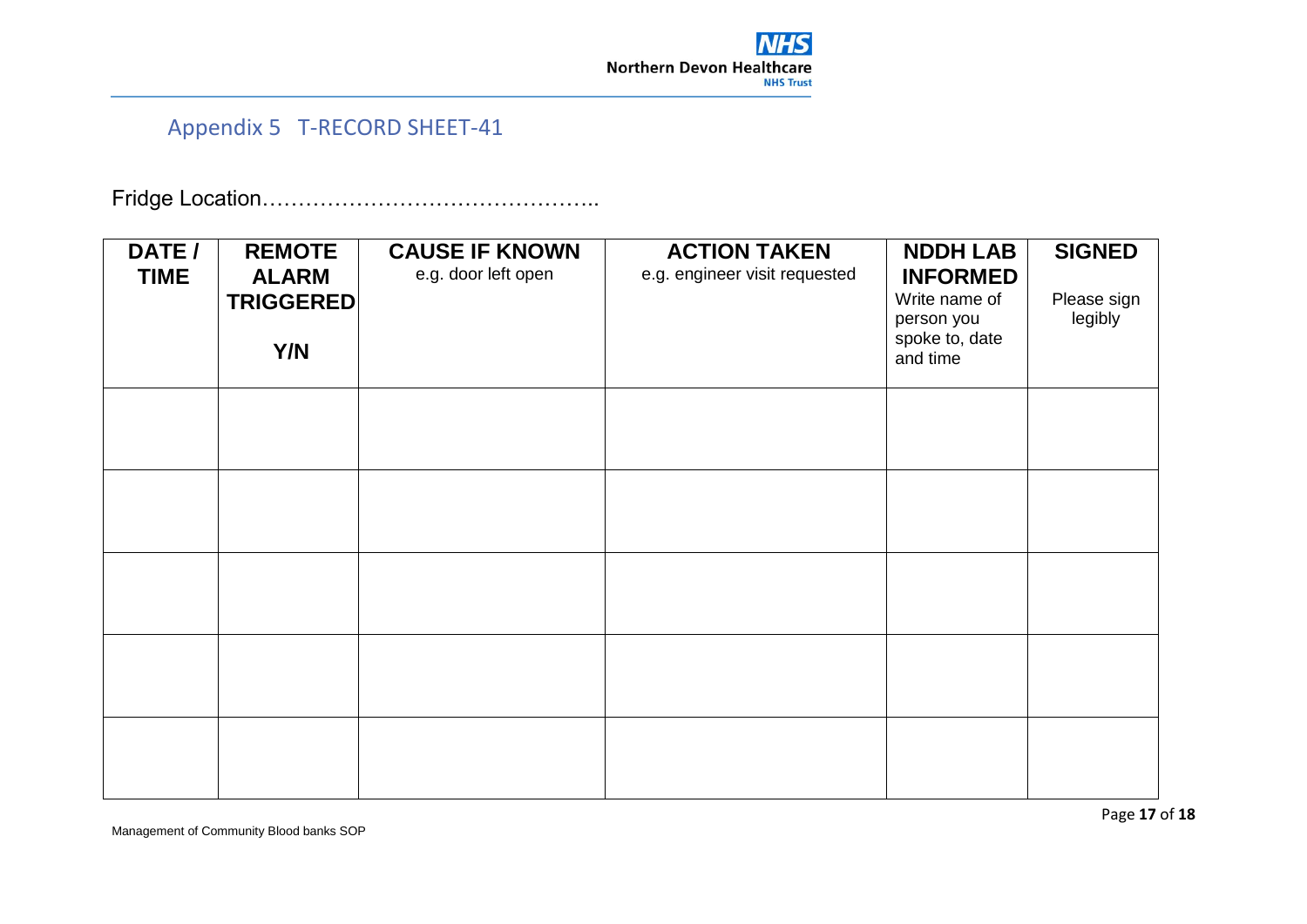## Appendix 5 T-RECORD SHEET-41

Fridge Location………………………………………..

| **DATE / TIME** | **REMOTE ALARM TRIGGERED** **Y/N** | **CAUSE IF KNOWN** e.g. door left open | **ACTION TAKEN** e.g. engineer visit requested | **NDDH LAB INFORMED** Write name of person you spoke to, date and time | **SIGNED** Please sign legibly |
|---|---|---|---|---|---|
| | | | | | |
| | | | | | |
| | | | | | |
| | | | | | |
| | | | | | |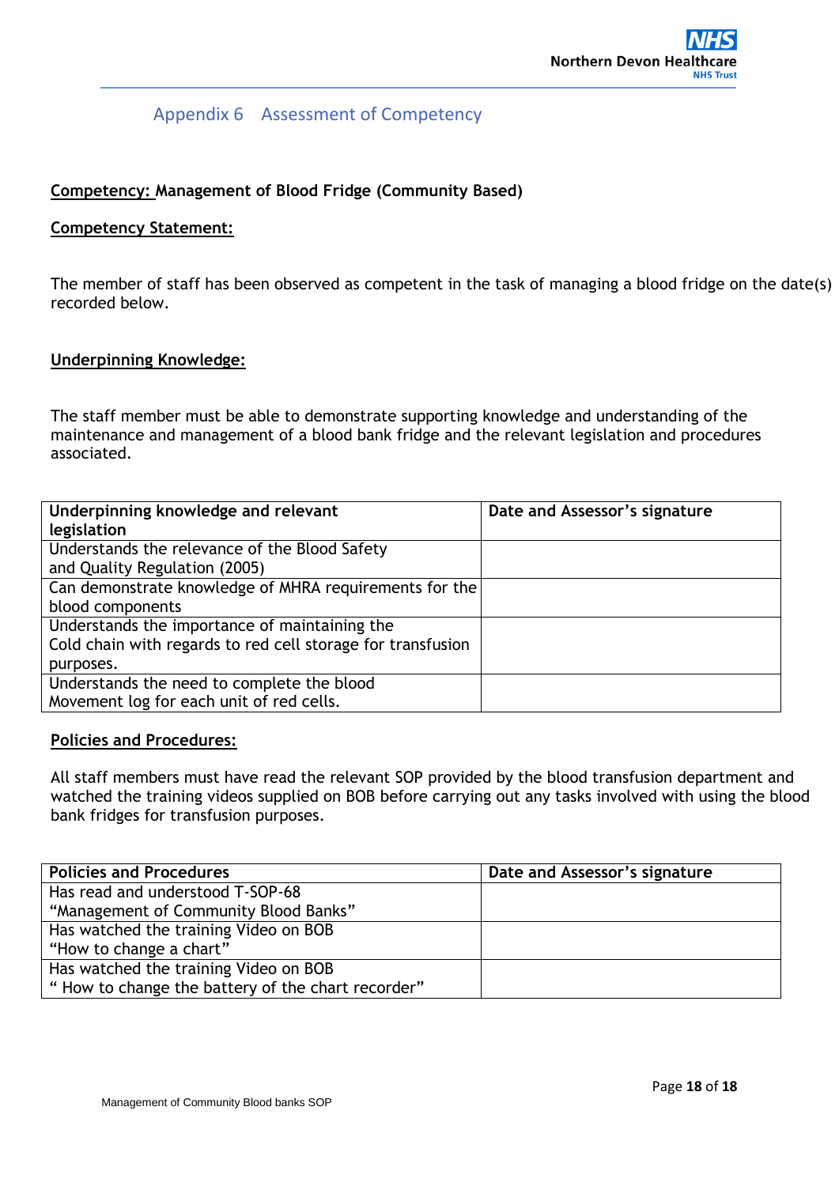## Appendix 6 Assessment of Competency

**Competency: Management of Blood Fridge (Community Based)**

**Competency Statement:**

The member of staff has been observed as competent in the task of managing a blood fridge on the date(s) recorded below.

**Underpinning Knowledge:**

The staff member must be able to demonstrate supporting knowledge and understanding of the maintenance and management of a blood bank fridge and the relevant legislation and procedures associated.

| Underpinning knowledge and relevant legislation | Date and Assessor's signature |
|---|---|
| Understands the relevance of the Blood Safety and Quality Regulation (2005) | |
| Can demonstrate knowledge of MHRA requirements for the blood components | |
| Understands the importance of maintaining the Cold chain with regards to red cell storage for transfusion purposes. | |
| Understands the need to complete the blood Movement log for each unit of red cells. | |

**Policies and Procedures:**

All staff members must have read the relevant SOP provided by the blood transfusion department and watched the training videos supplied on BOB before carrying out any tasks involved with using the blood bank fridges for transfusion purposes.

| Policies and Procedures | Date and Assessor's signature |
|---|---|
| Has read and understood T-SOP-68 "Management of Community Blood Banks" | |
| Has watched the training Video on BOB "How to change a chart" | |
| Has watched the training Video on BOB " How to change the battery of the chart recorder" | |